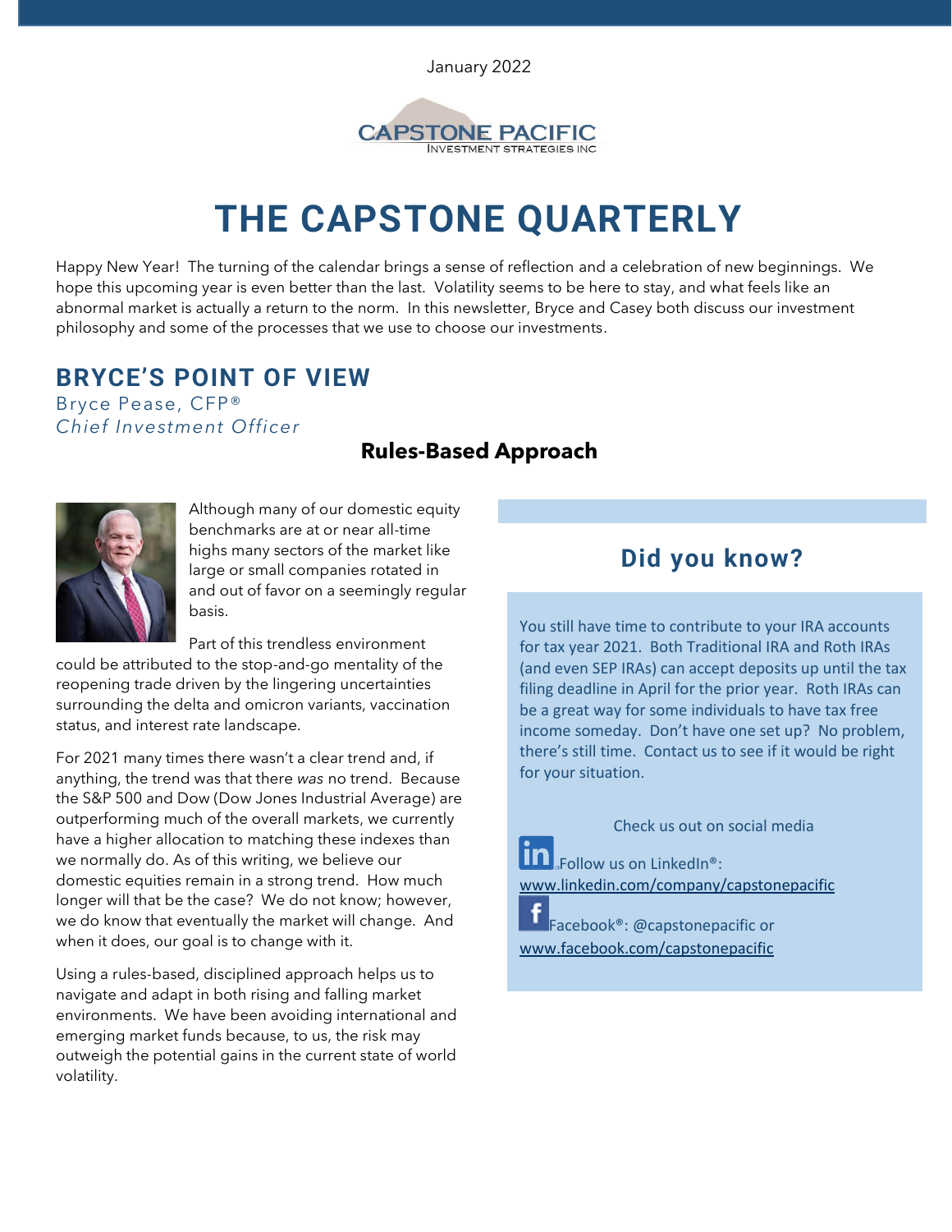January 2022

CAPSTONE PACIFIC
INVESTMENT STRATEGIES INC

# THE CAPSTONE QUARTERLY

Happy New Year! The turning of the calendar brings a sense of reflection and a celebration of new beginnings. We hope this upcoming year is even better than the last. Volatility seems to be here to stay, and what feels like an abnormal market is actually a return to the norm. In this newsletter, Bryce and Casey both discuss our investment philosophy and some of the processes that we use to choose our investments.

## BRYCE'S POINT OF VIEW

Bryce Pease, CFP®
*Chief Investment Officer*

### Rules-Based Approach

Although many of our domestic equity benchmarks are at or near all-time highs many sectors of the market like large or small companies rotated in and out of favor on a seemingly regular basis.

Part of this trendless environment could be attributed to the stop-and-go mentality of the reopening trade driven by the lingering uncertainties surrounding the delta and omicron variants, vaccination status, and interest rate landscape.

For 2021 many times there wasn't a clear trend and, if anything, the trend was that there *was* no trend. Because the S&P 500 and Dow (Dow Jones Industrial Average) are outperforming much of the overall markets, we currently have a higher allocation to matching these indexes than we normally do. As of this writing, we believe our domestic equities remain in a strong trend. How much longer will that be the case? We do not know; however, we do know that eventually the market will change. And when it does, our goal is to change with it.

Using a rules-based, disciplined approach helps us to navigate and adapt in both rising and falling market environments. We have been avoiding international and emerging market funds because, to us, the risk may outweigh the potential gains in the current state of world volatility.

## Did you know?

You still have time to contribute to your IRA accounts for tax year 2021. Both Traditional IRA and Roth IRAs (and even SEP IRAs) can accept deposits up until the tax filing deadline in April for the prior year. Roth IRAs can be a great way for some individuals to have tax free income someday. Don't have one set up? No problem, there's still time. Contact us to see if it would be right for your situation.

Check us out on social media

Follow us on LinkedIn®: www.linkedin.com/company/capstonepacific

Facebook®: @capstonepacific or www.facebook.com/capstonepacific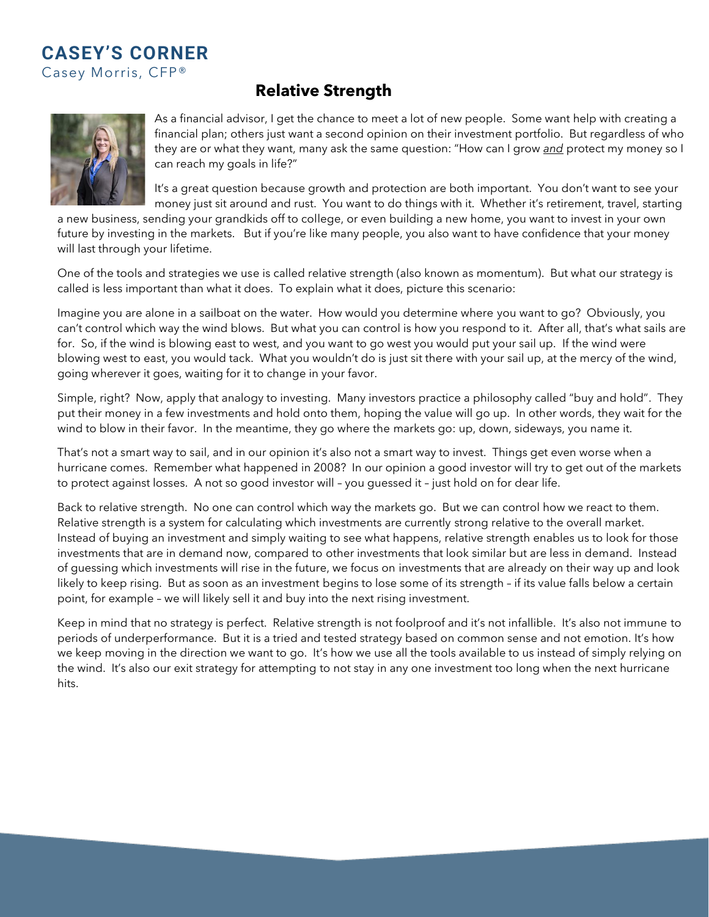# CASEY'S CORNER

Casey Morris, CFP®

## Relative Strength

As a financial advisor, I get the chance to meet a lot of new people. Some want help with creating a financial plan; others just want a second opinion on their investment portfolio. But regardless of who they are or what they want, many ask the same question: "How can I grow *and* protect my money so I can reach my goals in life?"

It's a great question because growth and protection are both important. You don't want to see your money just sit around and rust. You want to do things with it. Whether it's retirement, travel, starting a new business, sending your grandkids off to college, or even building a new home, you want to invest in your own future by investing in the markets. But if you're like many people, you also want to have confidence that your money will last through your lifetime.

One of the tools and strategies we use is called relative strength (also known as momentum). But what our strategy is called is less important than what it does. To explain what it does, picture this scenario:

Imagine you are alone in a sailboat on the water. How would you determine where you want to go? Obviously, you can't control which way the wind blows. But what you can control is how you respond to it. After all, that's what sails are for. So, if the wind is blowing east to west, and you want to go west you would put your sail up. If the wind were blowing west to east, you would tack. What you wouldn't do is just sit there with your sail up, at the mercy of the wind, going wherever it goes, waiting for it to change in your favor.

Simple, right? Now, apply that analogy to investing. Many investors practice a philosophy called "buy and hold". They put their money in a few investments and hold onto them, hoping the value will go up. In other words, they wait for the wind to blow in their favor. In the meantime, they go where the markets go: up, down, sideways, you name it.

That's not a smart way to sail, and in our opinion it's also not a smart way to invest. Things get even worse when a hurricane comes. Remember what happened in 2008? In our opinion a good investor will try to get out of the markets to protect against losses. A not so good investor will – you guessed it – just hold on for dear life.

Back to relative strength. No one can control which way the markets go. But we can control how we react to them. Relative strength is a system for calculating which investments are currently strong relative to the overall market. Instead of buying an investment and simply waiting to see what happens, relative strength enables us to look for those investments that are in demand now, compared to other investments that look similar but are less in demand. Instead of guessing which investments will rise in the future, we focus on investments that are already on their way up and look likely to keep rising. But as soon as an investment begins to lose some of its strength – if its value falls below a certain point, for example – we will likely sell it and buy into the next rising investment.

Keep in mind that no strategy is perfect. Relative strength is not foolproof and it's not infallible. It's also not immune to periods of underperformance. But it is a tried and tested strategy based on common sense and not emotion. It's how we keep moving in the direction we want to go. It's how we use all the tools available to us instead of simply relying on the wind. It's also our exit strategy for attempting to not stay in any one investment too long when the next hurricane hits.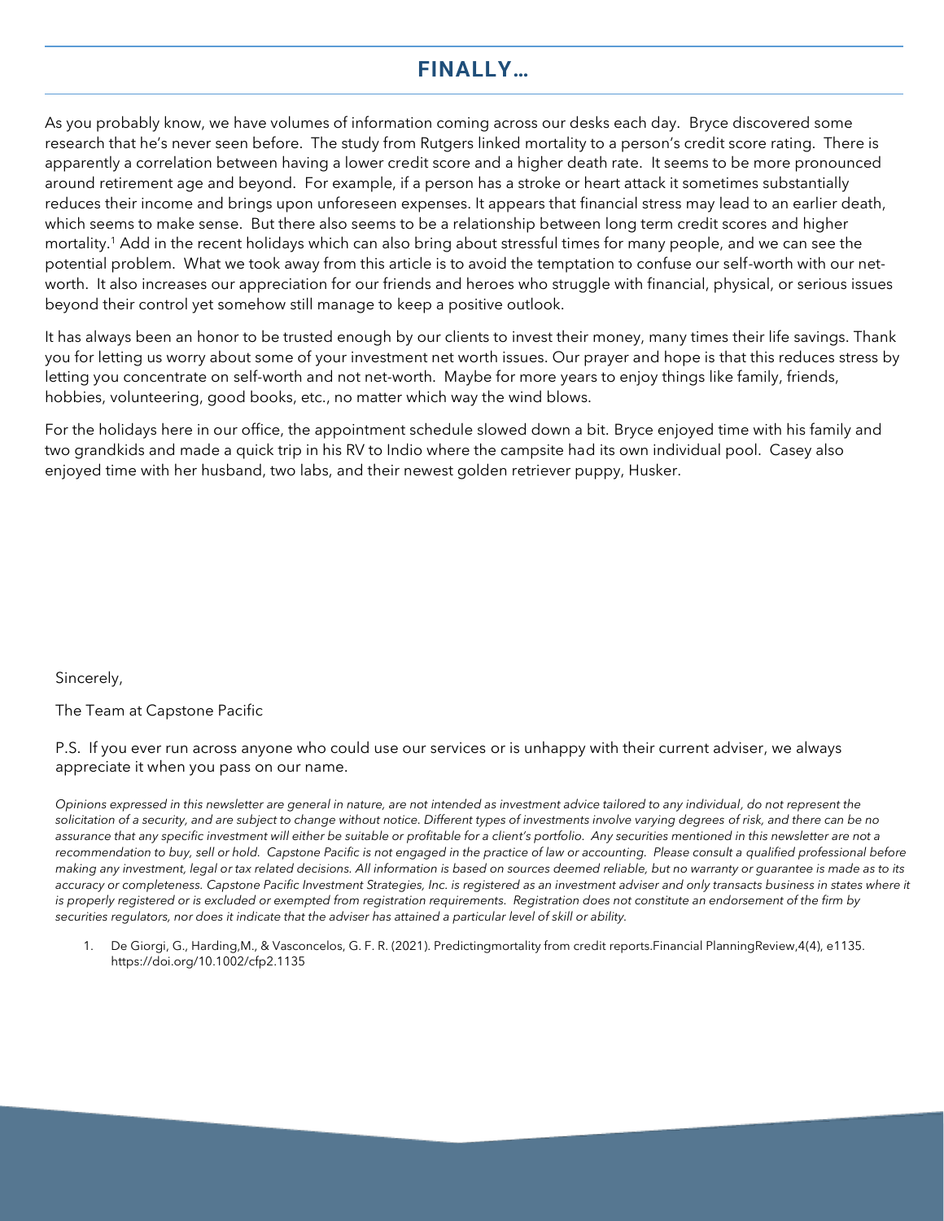## FINALLY…

As you probably know, we have volumes of information coming across our desks each day. Bryce discovered some research that he's never seen before. The study from Rutgers linked mortality to a person's credit score rating. There is apparently a correlation between having a lower credit score and a higher death rate. It seems to be more pronounced around retirement age and beyond. For example, if a person has a stroke or heart attack it sometimes substantially reduces their income and brings upon unforeseen expenses. It appears that financial stress may lead to an earlier death, which seems to make sense. But there also seems to be a relationship between long term credit scores and higher mortality.[1] Add in the recent holidays which can also bring about stressful times for many people, and we can see the potential problem. What we took away from this article is to avoid the temptation to confuse our self-worth with our net-worth. It also increases our appreciation for our friends and heroes who struggle with financial, physical, or serious issues beyond their control yet somehow still manage to keep a positive outlook.

It has always been an honor to be trusted enough by our clients to invest their money, many times their life savings. Thank you for letting us worry about some of your investment net worth issues. Our prayer and hope is that this reduces stress by letting you concentrate on self-worth and not net-worth. Maybe for more years to enjoy things like family, friends, hobbies, volunteering, good books, etc., no matter which way the wind blows.

For the holidays here in our office, the appointment schedule slowed down a bit. Bryce enjoyed time with his family and two grandkids and made a quick trip in his RV to Indio where the campsite had its own individual pool. Casey also enjoyed time with her husband, two labs, and their newest golden retriever puppy, Husker.

Sincerely,

The Team at Capstone Pacific

P.S. If you ever run across anyone who could use our services or is unhappy with their current adviser, we always appreciate it when you pass on our name.

*Opinions expressed in this newsletter are general in nature, are not intended as investment advice tailored to any individual, do not represent the solicitation of a security, and are subject to change without notice. Different types of investments involve varying degrees of risk, and there can be no assurance that any specific investment will either be suitable or profitable for a client's portfolio. Any securities mentioned in this newsletter are not a recommendation to buy, sell or hold. Capstone Pacific is not engaged in the practice of law or accounting. Please consult a qualified professional before making any investment, legal or tax related decisions. All information is based on sources deemed reliable, but no warranty or guarantee is made as to its accuracy or completeness. Capstone Pacific Investment Strategies, Inc. is registered as an investment adviser and only transacts business in states where it is properly registered or is excluded or exempted from registration requirements. Registration does not constitute an endorsement of the firm by securities regulators, nor does it indicate that the adviser has attained a particular level of skill or ability.*

1. De Giorgi, G., Harding,M., & Vasconcelos, G. F. R. (2021). Predictingmortality from credit reports.Financial PlanningReview,4(4), e1135. https://doi.org/10.1002/cfp2.1135